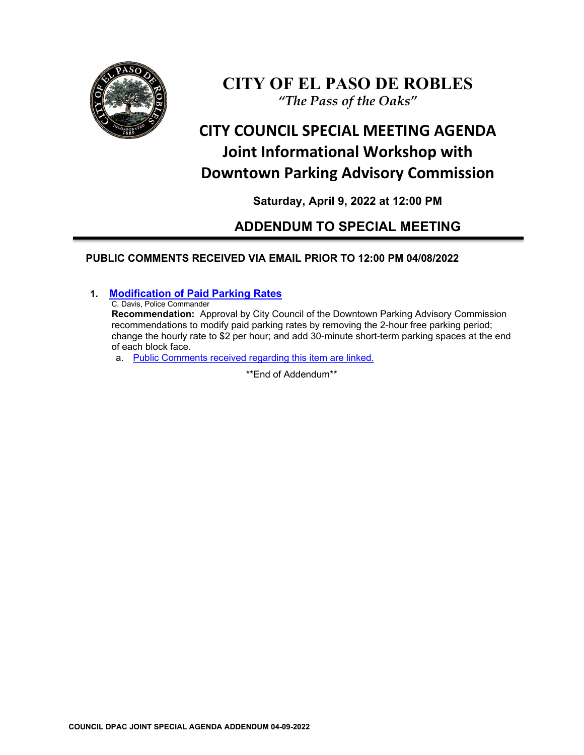# CITY OF EL PASO DE ROBLES

*"The Pass of the Oaks"*

## CITY COUNCIL SPECIAL MEETING AGENDA
## Joint Informational Workshop with Downtown Parking Advisory Commission

**Saturday, April 9, 2022 at 12:00 PM**

## ADDENDUM TO SPECIAL MEETING

---

**PUBLIC COMMENTS RECEIVED VIA EMAIL PRIOR TO 12:00 PM 04/08/2022**

1. **Modification of Paid Parking Rates**

   C. Davis, Police Commander

   **Recommendation:** Approval by City Council of the Downtown Parking Advisory Commission recommendations to modify paid parking rates by removing the 2-hour free parking period; change the hourly rate to $2 per hour; and add 30-minute short-term parking spaces at the end of each block face.

   a. Public Comments received regarding this item are linked.

**End of Addendum**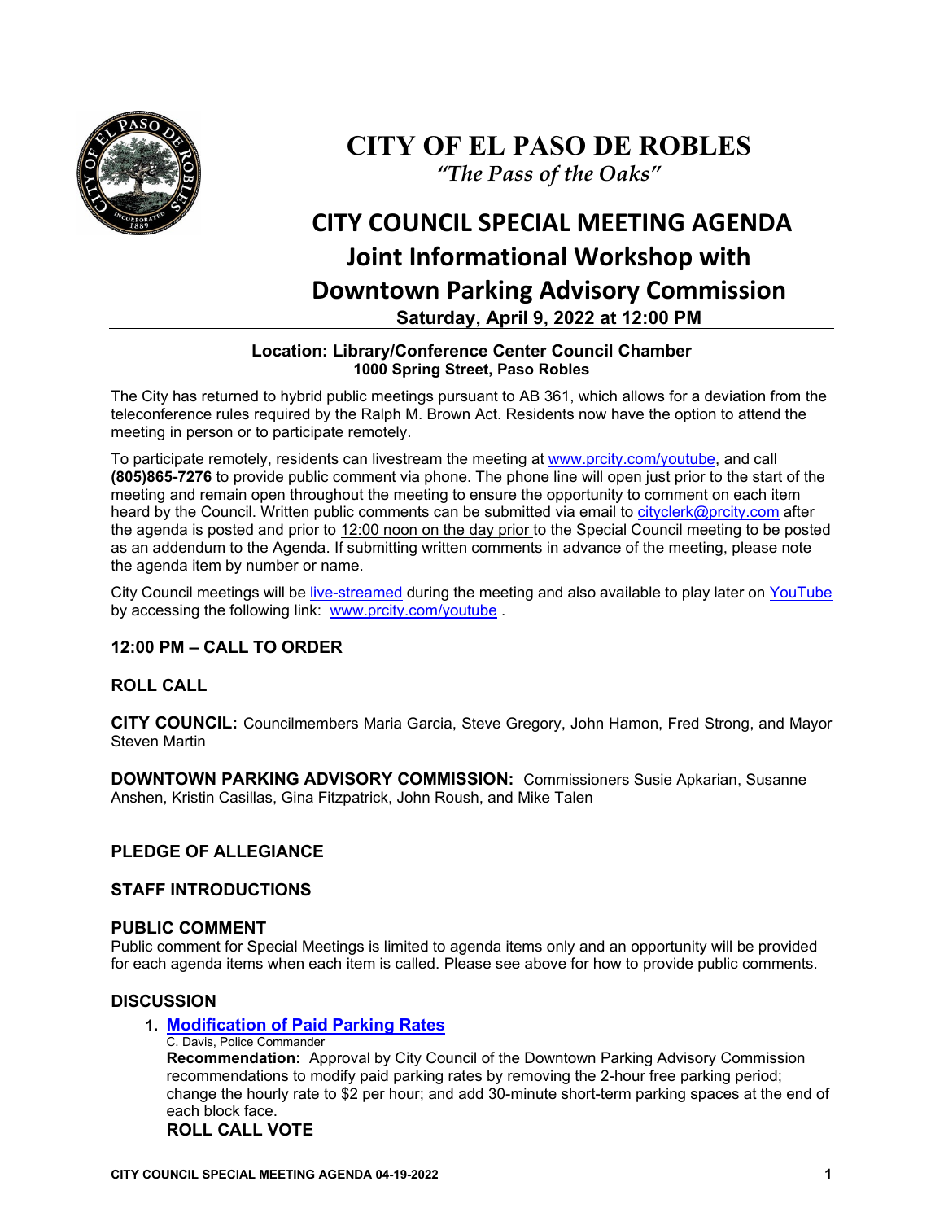# CITY OF EL PASO DE ROBLES

*"The Pass of the Oaks"*

# CITY COUNCIL SPECIAL MEETING AGENDA

## Joint Informational Workshop with Downtown Parking Advisory Commission

**Saturday, April 9, 2022 at 12:00 PM**

**Location: Library/Conference Center Council Chamber**
**1000 Spring Street, Paso Robles**

The City has returned to hybrid public meetings pursuant to AB 361, which allows for a deviation from the teleconference rules required by the Ralph M. Brown Act. Residents now have the option to attend the meeting in person or to participate remotely.

To participate remotely, residents can livestream the meeting at www.prcity.com/youtube, and call **(805)865-7276** to provide public comment via phone. The phone line will open just prior to the start of the meeting and remain open throughout the meeting to ensure the opportunity to comment on each item heard by the Council. Written public comments can be submitted via email to cityclerk@prcity.com after the agenda is posted and prior to 12:00 noon on the day prior to the Special Council meeting to be posted as an addendum to the Agenda. If submitting written comments in advance of the meeting, please note the agenda item by number or name.

City Council meetings will be live-streamed during the meeting and also available to play later on YouTube by accessing the following link: www.prcity.com/youtube .

### 12:00 PM – CALL TO ORDER

### ROLL CALL

**CITY COUNCIL:** Councilmembers Maria Garcia, Steve Gregory, John Hamon, Fred Strong, and Mayor Steven Martin

**DOWNTOWN PARKING ADVISORY COMMISSION:** Commissioners Susie Apkarian, Susanne Anshen, Kristin Casillas, Gina Fitzpatrick, John Roush, and Mike Talen

### PLEDGE OF ALLEGIANCE

### STAFF INTRODUCTIONS

### PUBLIC COMMENT

Public comment for Special Meetings is limited to agenda items only and an opportunity will be provided for each agenda items when each item is called. Please see above for how to provide public comments.

### DISCUSSION

1. **Modification of Paid Parking Rates**
   C. Davis, Police Commander
   **Recommendation:** Approval by City Council of the Downtown Parking Advisory Commission recommendations to modify paid parking rates by removing the 2-hour free parking period; change the hourly rate to $2 per hour; and add 30-minute short-term parking spaces at the end of each block face.
   **ROLL CALL VOTE**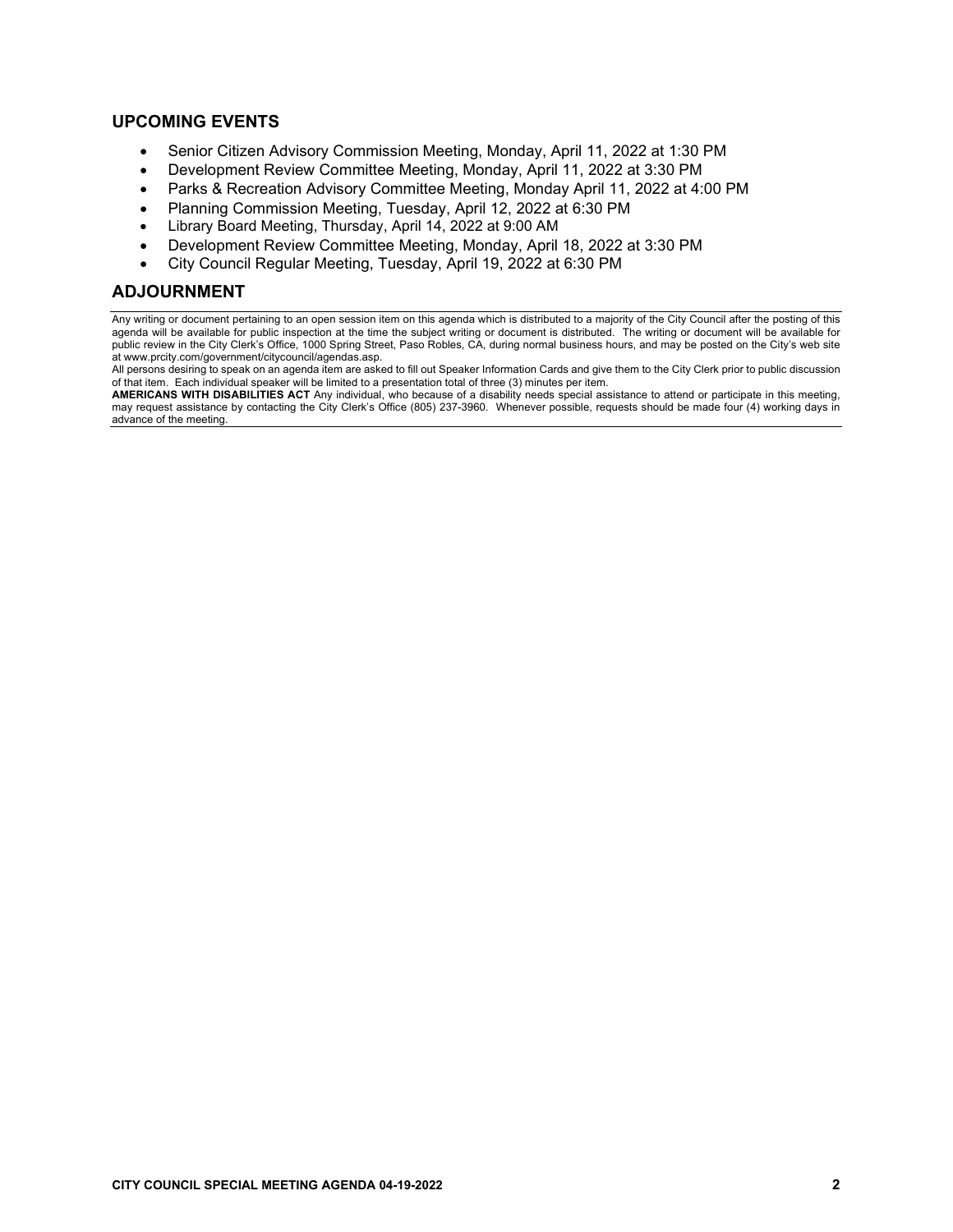## UPCOMING EVENTS

- Senior Citizen Advisory Commission Meeting, Monday, April 11, 2022 at 1:30 PM
- Development Review Committee Meeting, Monday, April 11, 2022 at 3:30 PM
- Parks & Recreation Advisory Committee Meeting, Monday April 11, 2022 at 4:00 PM
- Planning Commission Meeting, Tuesday, April 12, 2022 at 6:30 PM
- Library Board Meeting, Thursday, April 14, 2022 at 9:00 AM
- Development Review Committee Meeting, Monday, April 18, 2022 at 3:30 PM
- City Council Regular Meeting, Tuesday, April 19, 2022 at 6:30 PM

## ADJOURNMENT

Any writing or document pertaining to an open session item on this agenda which is distributed to a majority of the City Council after the posting of this agenda will be available for public inspection at the time the subject writing or document is distributed. The writing or document will be available for public review in the City Clerk's Office, 1000 Spring Street, Paso Robles, CA, during normal business hours, and may be posted on the City's web site at www.prcity.com/government/citycouncil/agendas.asp.

All persons desiring to speak on an agenda item are asked to fill out Speaker Information Cards and give them to the City Clerk prior to public discussion of that item. Each individual speaker will be limited to a presentation total of three (3) minutes per item.

**AMERICANS WITH DISABILITIES ACT** Any individual, who because of a disability needs special assistance to attend or participate in this meeting, may request assistance by contacting the City Clerk's Office (805) 237-3960. Whenever possible, requests should be made four (4) working days in advance of the meeting.